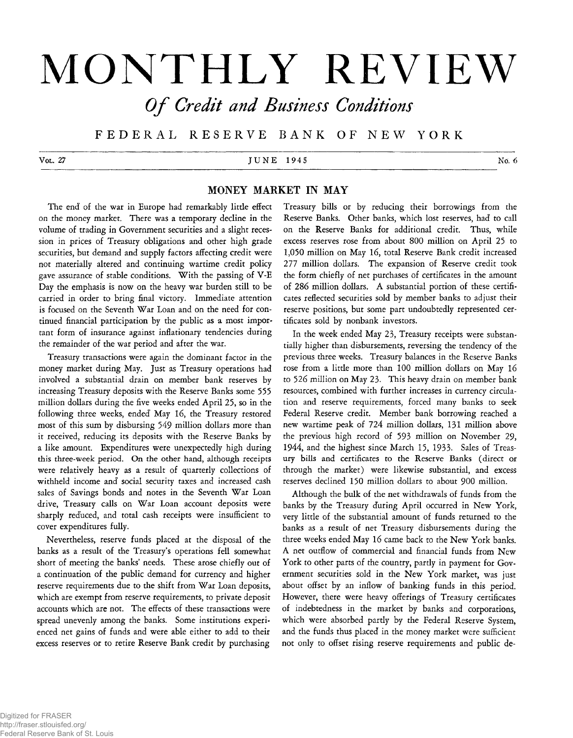# MONTHLY REVIEW

## *Of Credit and Business Conditions*

FEDERAL RESERVE BANK OF NEW YORK

Vol. 27 JUNE 1945 No. 6

## MONEY MARKET IN MAY

The end of the war in Europe had remarkably little effect on the money market. There was a temporary decline in the volume of trading in Government securities and a slight recession in prices of Treasury obligations and other high grade securities, but demand and supply factors affecting credit were not materially altered and continuing wartime credit policy gave assurance of stable conditions. With the passing of V-E Day the emphasis is now on the heavy war burden still to be carried in order to bring final victory. Immediate attention is focused on the Seventh War Loan and on the need for continued financial participation by the public as a most important form of insurance against inflationary tendencies during the remainder of the war period and after the war.

Treasury transactions were again the dominant factor in the money market during May. Just as Treasury operations had involved a substantial drain on member bank reserves by increasing Treasury deposits with the Reserve Banks some 555 million dollars during the five weeks ended April 25, so in the following three weeks, ended May 16, the Treasury restored most of this sum by disbursing 549 million dollars more than it received, reducing its deposits with the Reserve Banks by a like amount. Expenditures were unexpectedly high during this three-week period. On the other hand, although receipts were relatively heavy as a result of quarterly collections of withheld income and social security taxes and increased cash sales of Savings bonds and notes in the Seventh War Loan drive, Treasury calls on War Loan account deposits were sharply reduced, and total cash receipts were insufficient to cover expenditures fully.

Nevertheless, reserve funds placed at the disposal of the banks as a result of the Treasury's operations fell somewhat short of meeting the banks' needs. These arose chiefly out of a continuation of the public demand for currency and higher reserve requirements due to the shift from War Loan deposits, which are exempt from reserve requirements, to private deposit accounts which are not. The effects of these transactions were spread unevenly among the banks. Some institutions experienced net gains of funds and were able either to add to their excess reserves or to retire Reserve Bank credit by purchasing Treasury bills or by reducing their borrowings from the Reserve Banks. Other banks, which lost reserves, had to call on the Reserve Banks for additional credit. Thus, while excess reserves rose from about 800 million on April 25 to 1,050 million on May 16, total Reserve Bank credit increased 277 million dollars. The expansion of Reserve credit took the form chiefly of net purchases of certificates in the amount of 286 million dollars. A substantial portion of these certificates reflected securities sold by member banks to adjust their reserve positions, but some part undoubtedly represented certificates sold by nonbank investors.

In the week ended May 23, Treasury receipts were substantially higher than disbursements, reversing the tendency of the previous three weeks. Treasury balances in the Reserve Banks rose from a little more than 100 million dollars on May 16 to 526 million on May 23. This heavy drain on member bank resources, combined with further increases in currency circulation and reserve requirements, forced many banks to seek Federal Reserve credit. Member bank borrowing reached a new wartime peak of 724 million dollars, 131 million above the previous high record of 593 million on November 29, 1944, and the highest since March 15, 1933. Sales of Treasury bills and certificates to the Reserve Banks (direct or through the market) were likewise substantial, and excess reserves declined 150 million dollars to about 900 million.

Although the bulk of the net withdrawals of funds from the banks by the Treasury during April occurred in New York, very little of the substantial amount of funds returned to the banks as a result of net Treasury disbursements during the three weeks ended May 16 came back to the New York banks. A net outflow of commercial and financial funds from New York to other parts of the country, partly in payment for Government securities sold in the New York market, was just about offset by an inflow of banking funds in this period. However, there were heavy offerings of Treasury certificates of indebtedness in the market by banks and corporations, which were absorbed partly by the Federal Reserve System, and the funds thus placed in the money market were sufficient not only to offset rising reserve requirements and public de-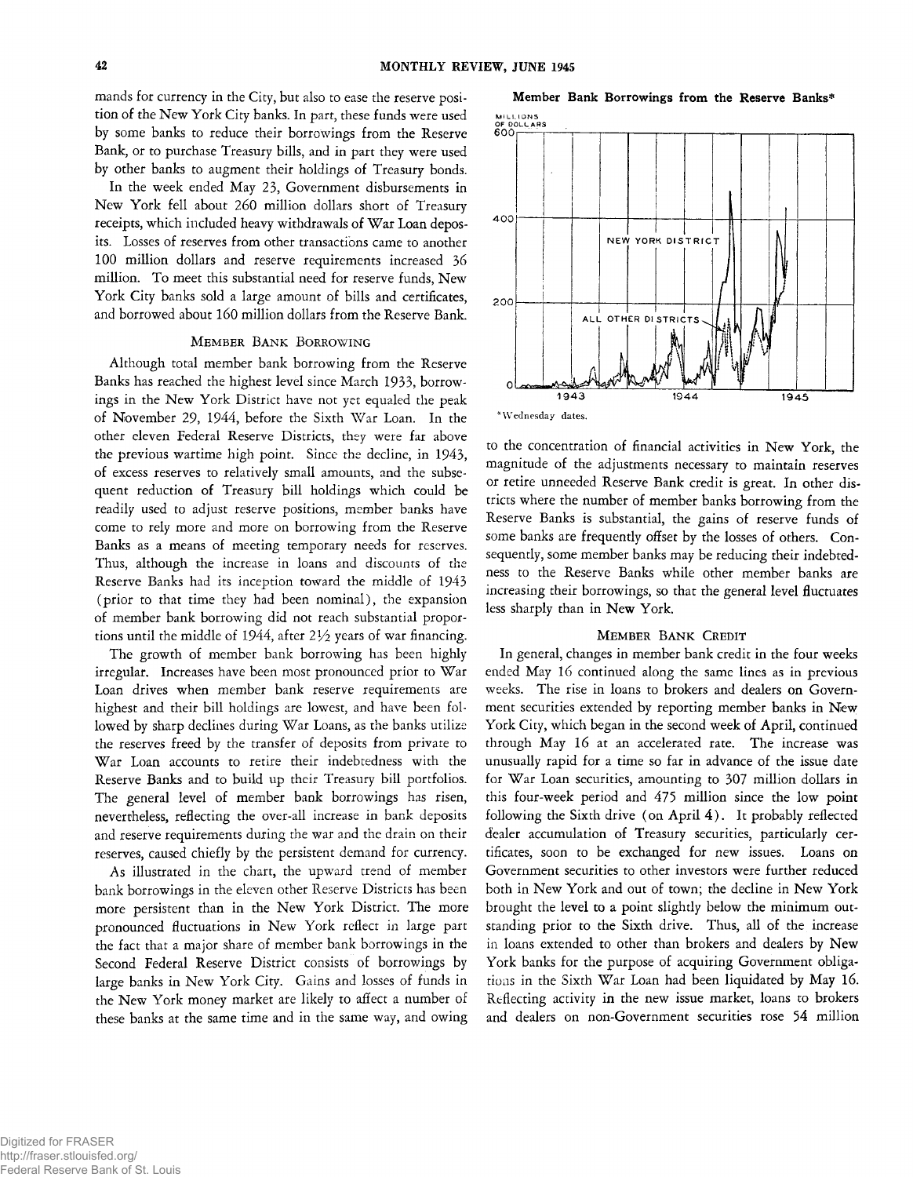mands for currency in the City, but also to ease the reserve position of the New York City banks. In part, these funds were used by some banks to reduce their borrowings from the Reserve Bank, or to purchase Treasury bills, and in part they were used by other banks to augment their holdings of Treasury bonds.

In the week ended May 23, Government disbursements in New York fell about 260 million dollars short of Treasury receipts, which included heavy withdrawals of War Loan deposits. Losses of reserves from other transactions came to another 100 million dollars and reserve requirements increased 36 million. To meet this substantial need for reserve funds, New York City banks sold a large amount of bills and certificates, and borrowed about 160 million dollars from the Reserve Bank.

### Member Bank Borrowing

Although total member bank borrowing from the Reserve Banks has reached the highest level since March 1933, borrowings in the New York District have not yet equaled the peak of November 29, 1944, before the Sixth War Loan. In the other eleven Federal Reserve Districts, they were far above the previous wartime high point. Since the decline, in 1943, of excess reserves to relatively small amounts, and the subsequent reduction of Treasury bill holdings which could be readily used to adjust reserve positions, member banks have come to rely more and more on borrowing from the Reserve Banks as a means of meeting temporary needs for reserves. Thus, although the increase in loans and discounts of the Reserve Banks had its inception toward the middle of 1943 (prior to that time they had been nominal), the expansion of member bank borrowing did not reach substantial proportions until the middle of 1944, after 2½ years of war financing.

The growth of member bank borrowing has been highly irregular. Increases have been most pronounced prior to War Loan drives when member bank reserve requirements are highest and their bill holdings are lowest, and have been followed by sharp declines during War Loans, as the banks utilize the reserves freed by the transfer of deposits from private to War Loan accounts to retire their indebtedness with the Reserve Banks and to build up their Treasury bill portfolios. The general level of member bank borrowings has risen, nevertheless, reflecting the over-all increase in bank deposits and reserve requirements during the war and the drain on their reserves, caused chiefly by the persistent demand for currency.

As illustrated in the chart, the upward trend of member bank borrowings in the eleven other Reserve Districts has been more persistent than in the New York District. The more pronounced fluctuations in New York reflect in large part the fact that a major share of member bank borrowings in the Second Federal Reserve District consists of borrowings by large banks in New York City. Gains and losses of funds in the New York money market are likely to affect a number of these banks at the same time and in the same way, and owing to the concentration of financial activities in New York, the magnitude of the adjustments necessary to maintain reserves or retire unneeded Reserve Bank credit is great. In other districts where the number of member banks borrowing from the Reserve Banks is substantial, the gains of reserve funds of some banks are frequently offset by the losses of others. Consequently, some member banks may be reducing their indebtedness to the Reserve Banks while other member banks are increasing their borrowings, so that the general level fluctuates less sharply than in New York.

**Member Bank Borrowings from the Reserve Banks***

*Wednesday dates.

### Member Bank Credit

In general, changes in member bank credit in the four weeks ended May 16 continued along the same lines as in previous weeks. The rise in loans to brokers and dealers on Government securities extended by reporting member banks in New York City, which began in the second week of April, continued through May 16 at an accelerated rate. The increase was unusually rapid for a time so far in advance of the issue date for War Loan securities, amounting to 307 million dollars in this four-week period and 475 million since the low point following the Sixth drive (on April 4). It probably reflected dealer accumulation of Treasury securities, particularly certificates, soon to be exchanged for new issues. Loans on Government securities to other investors were further reduced both in New York and out of town; the decline in New York brought the level to a point slightly below the minimum outstanding prior to the Sixth drive. Thus, all of the increase in loans extended to other than brokers and dealers by New York banks for the purpose of acquiring Government obligations in the Sixth War Loan had been liquidated by May 16. Reflecting activity in the new issue market, loans to brokers and dealers on non-Government securities rose 54 million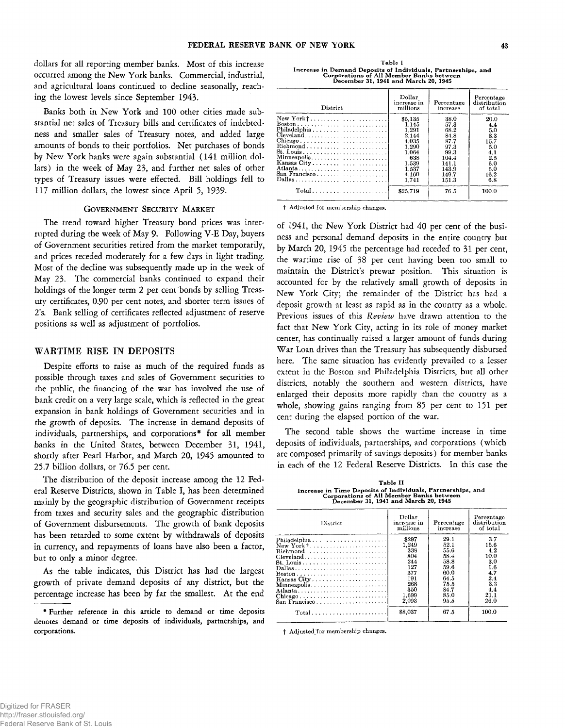dollars for all reporting member banks. Most of this increase occurred among the New York banks. Commercial, industrial, and agricultural loans continued to decline seasonally, reaching the lowest levels since September 1943.

Banks both in New York and 100 other cities made substantial net sales of Treasury bills and certificates of indebtedness and smaller sales of Treasury notes, and added large amounts of bonds to their portfolios. Net purchases of bonds by New York banks were again substantial (141 million dollars) in the week of May 23, and further net sales of other types of Treasury issues were effected. Bill holdings fell to 117 million dollars, the lowest since April 5, 1939.

### Government Security Market

The trend toward higher Treasury bond prices was interrupted during the week of May 9. Following V-E Day, buyers of Government securities retired from the market temporarily, and prices receded moderately for a few days in light trading. Most of the decline was subsequently made up in the week of May 23. The commercial banks continued to expand their holdings of the longer term 2 per cent bonds by selling Treasury certificates, 0.90 per cent notes, and shorter term issues of 2's. Bank selling of certificates reflected adjustment of reserve positions as well as adjustment of portfolios.

## WARTIME RISE IN DEPOSITS

Despite efforts to raise as much of the required funds as possible through taxes and sales of Government securities to the public, the financing of the war has involved the use of bank credit on a very large scale, which is reflected in the great expansion in bank holdings of Government securities and in the growth of deposits. The increase in demand deposits of individuals, partnerships, and corporations* for all member banks in the United States, between December 31, 1941, shortly after Pearl Harbor, and March 20, 1945 amounted to 25.7 billion dollars, or 76.5 per cent.

The distribution of the deposit increase among the 12 Federal Reserve Districts, shown in Table I, has been determined mainly by the geographic distribution of Government receipts from taxes and security sales and the geographic distribution of Government disbursements. The growth of bank deposits has been retarded to some extent by withdrawals of deposits in currency, and repayments of loans have also been a factor, but to only a minor degree.

As the table indicates, this District has had the largest growth of private demand deposits of any district, but the percentage increase has been by far the smallest. At the end

\* Further reference in this article to demand or time deposits denotes demand or time deposits of individuals, partnerships, and corporations.

**Table I**
**Increase in Demand Deposits of Individuals, Partnerships, and Corporations of All Member Banks between December 31, 1941 and March 20, 1945**

| District | Dollar increase in millions | Percentage increase | Percentage distribution of total |
|---|---|---|---|
| New York† | $5,135 | 38.0 | 20.0 |
| Boston | 1,145 | 57.3 | 4.4 |
| Philadelphia | 1,291 | 68.2 | 5.0 |
| Cleveland | 2,144 | 84.8 | 8.3 |
| Chicago | 4,035 | 87.7 | 15.7 |
| Richmond | 1,290 | 97.3 | 5.0 |
| St. Louis | 1,064 | 99.3 | 4.1 |
| Minneapolis | 638 | 104.4 | 2.5 |
| Kansas City | 1,539 | 141.1 | 6.0 |
| Atlanta | 1,537 | 143.9 | 6.0 |
| San Francisco | 4,160 | 149.7 | 16.2 |
| Dallas | 1,741 | 151.3 | 6.8 |
| Total | $25,719 | 76.5 | 100.0 |

† Adjusted for membership changes.

of 1941, the New York District had 40 per cent of the business and personal demand deposits in the entire country but by March 20, 1945 the percentage had receded to 31 per cent, the wartime rise of 38 per cent having been too small to maintain the District's prewar position. This situation is accounted for by the relatively small growth of deposits in New York City; the remainder of the District has had a deposit growth at least as rapid as in the country as a whole. Previous issues of this *Review* have drawn attention to the fact that New York City, acting in its role of money market center, has continually raised a larger amount of funds during War Loan drives than the Treasury has subsequently disbursed here. The same situation has evidently prevailed to a lesser extent in the Boston and Philadelphia Districts, but all other districts, notably the southern and western districts, have enlarged their deposits more rapidly than the country as a whole, showing gains ranging from 85 per cent to 151 per cent during the elapsed portion of the war.

The second table shows the wartime increase in time deposits of individuals, partnerships, and corporations (which are composed primarily of savings deposits) for member banks in each of the 12 Federal Reserve Districts. In this case the

**Table II**
**Increase in Time Deposits of Individuals, Partnerships, and Corporations of All Member Banks between December 31, 1941 and March 20, 1945**

| District | Dollar increase in millions | Percentage increase | Percentage distribution of total |
|---|---|---|---|
| Philadelphia | $297 | 29.1 | 3.7 |
| New York† | 1,249 | 52.1 | 15.6 |
| Richmond | 338 | 55.6 | 4.2 |
| Cleveland | 804 | 58.4 | 10.0 |
| St. Louis | 244 | 58.8 | 3.0 |
| Dallas | 127 | 59.6 | 1.6 |
| Boston | 377 | 60.0 | 4.7 |
| Kansas City | 191 | 64.5 | 2.4 |
| Minneapolis | 268 | 75.5 | 3.3 |
| Atlanta | 350 | 84.7 | 4.4 |
| Chicago | 1,699 | 85.0 | 21.1 |
| San Francisco | 2,093 | 95.5 | 26.0 |
| Total | $8,037 | 67.5 | 100.0 |

† Adjusted for membership changes.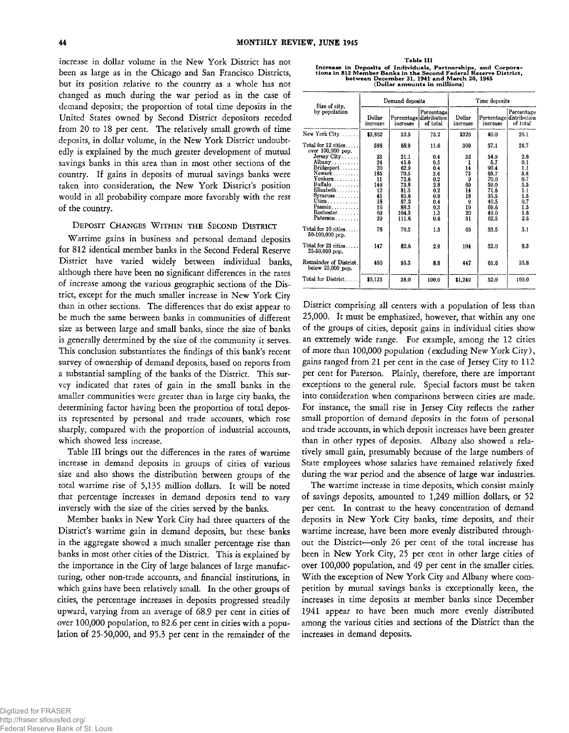increase in dollar volume in the New York District has not been as large as in the Chicago and San Francisco Districts, but its position relative to the country as a whole has not changed as much during the war period as in the case of demand deposits; the proportion of total time deposits in the United States owned by Second District depositors receded from 20 to 18 per cent. The relatively small growth of time deposits, in dollar volume, in the New York District undoubtedly is explained by the much greater development of mutual savings banks in this area than in most other sections of the country. If gains in deposits of mutual savings banks were taken into consideration, the New York District's position would in all probability compare more favorably with the rest of the country.

## Deposit Changes Within the Second District

Wartime gains in business and personal demand deposits for 812 identical member banks in the Second Federal Reserve District have varied widely between individual banks, although there have been no significant differences in the rates of increase among the various geographic sections of the District, except for the much smaller increase in New York City than in other sections. The differences that do exist appear to be much the same between banks in communities of different size as between large and small banks, since the size of banks is generally determined by the size of the community it serves. This conclusion substantiates the findings of this bank's recent survey of ownership of demand deposits, based on reports from a substantial sampling of the banks of the District. This survey indicated that rates of gain in the small banks in the smaller communities were greater than in large city banks, the determining factor having been the proportion of total deposits represented by personal and trade accounts, which rose sharply, compared with the proportion of industrial accounts, which showed less increase.

Table III brings out the differences in the rates of wartime increase in demand deposits in groups of cities of various size and also shows the distribution between groups of the total wartime rise of 5,135 million dollars. It will be noted that percentage increases in demand deposits tend to vary inversely with the size of the cities served by the banks.

Member banks in New York City had three quarters of the District's wartime gain in demand deposits, but these banks in the aggregate showed a much smaller percentage rise than banks in most other cities of the District. This is explained by the importance in the City of large balances of large manufacturing, other non-trade accounts, and financial institutions, in which gains have been relatively small. In the other groups of cities, the percentage increases in deposits progressed steadily upward, varying from an average of 68.9 per cent in cities of over 100,000 population, to 82.6 per cent in cities with a population of 25-50,000, and 95.3 per cent in the remainder of the District comprising all centers with a population of less than 25,000. It must be emphasized, however, that within any one of the groups of cities, deposit gains in individual cities show an extremely wide range. For example, among the 12 cities of more than 100,000 population (excluding New York City), gains ranged from 21 per cent in the case of Jersey City to 112 per cent for Paterson. Plainly, therefore, there are important exceptions to the general rule. Special factors must be taken into consideration when comparisons between cities are made. For instance, the small rise in Jersey City reflects the rather small proportion of demand deposits in the form of personal and trade accounts, in which deposit increases have been greater than in other types of deposits. Albany also showed a relatively small gain, presumably because of the large numbers of State employees whose salaries have remained relatively fixed during the war period and the absence of large war industries.

The wartime increase in time deposits, which consist mainly of savings deposits, amounted to 1,249 million dollars, or 52 per cent. In contrast to the heavy concentration of demand deposits in New York City banks, time deposits, and their wartime increase, have been more evenly distributed throughout the District—only 26 per cent of the total increase has been in New York City, 25 per cent in other large cities of over 100,000 population, and 49 per cent in the smaller cities. With the exception of New York City and Albany where competition by mutual savings banks is exceptionally keen, the increases in time deposits at member banks since December 1941 appear to have been much more evenly distributed among the various cities and sections of the District than the increases in demand deposits.

**Table III**

**Increase in Deposits of Individuals, Partnerships, and Corporations in 812 Member Banks in the Second Federal Reserve District, between December 31, 1941 and March 20, 1945**
**(Dollar amounts in millions)**

| Size of city, by population | Demand deposits | | | Time deposits | | |
|---|---|---|---|---|---|---|
| | Dollar increase | Percentage increase | Percentage distribution of total | Dollar increase | Percentage increase | Percentage distribution of total |
| New York City | $3,862 | 32.5 | 75.2 | $326 | 40.0 | 26.1 |
| Total for 12 cities over 100,000 pop. | 598 | 68.9 | 11.6 | 309 | 57.1 | 24.7 |
| Jersey City | 23 | 21.1 | 0.4 | 32 | 54.9 | 2.6 |
| Albany | 24 | 45.6 | 0.5 | 1 | 5.7 | 0.1 |
| Bridgeport | 20 | 62.9 | 0.4 | 14 | 90.4 | 1.1 |
| Newark | 185 | 70.5 | 3.6 | 73 | 65.7 | 5.8 |
| Yonkers | 11 | 72.6 | 0.2 | 9 | 70.0 | 0.7 |
| Buffalo | 146 | 73.8 | 2.8 | 69 | 59.0 | 5.5 |
| Elizabeth | 12 | 81.3 | 0.2 | 14 | 71.8 | 1.1 |
| Syracuse | 45 | 85.6 | 0.9 | 18 | 35.5 | 1.5 |
| Utica | 18 | 87.2 | 0.4 | 9 | 40.5 | 0.7 |
| Passaic | 16 | 88.3 | 0.3 | 19 | 69.6 | 1.5 |
| Rochester | 69 | 104.5 | 1.3 | 20 | 49.0 | 1.6 |
| Paterson | 29 | 111.6 | 0.6 | 31 | 62.5 | 2.5 |
| Total for 10 cities 50-100,000 pop. | 78 | 70.3 | 1.5 | 63 | 53.5 | 5.1 |
| Total for 23 cities 25-50,000 pop. | 147 | 82.6 | 2.9 | 104 | 52.0 | 8.3 |
| Remainder of District below 25,000 pop. | 450 | 95.3 | 8.8 | 447 | 61.6 | 35.8 |
| Total for District | $5,135 | 38.0 | 100.0 | $1,249 | 52.0 | 100.0 |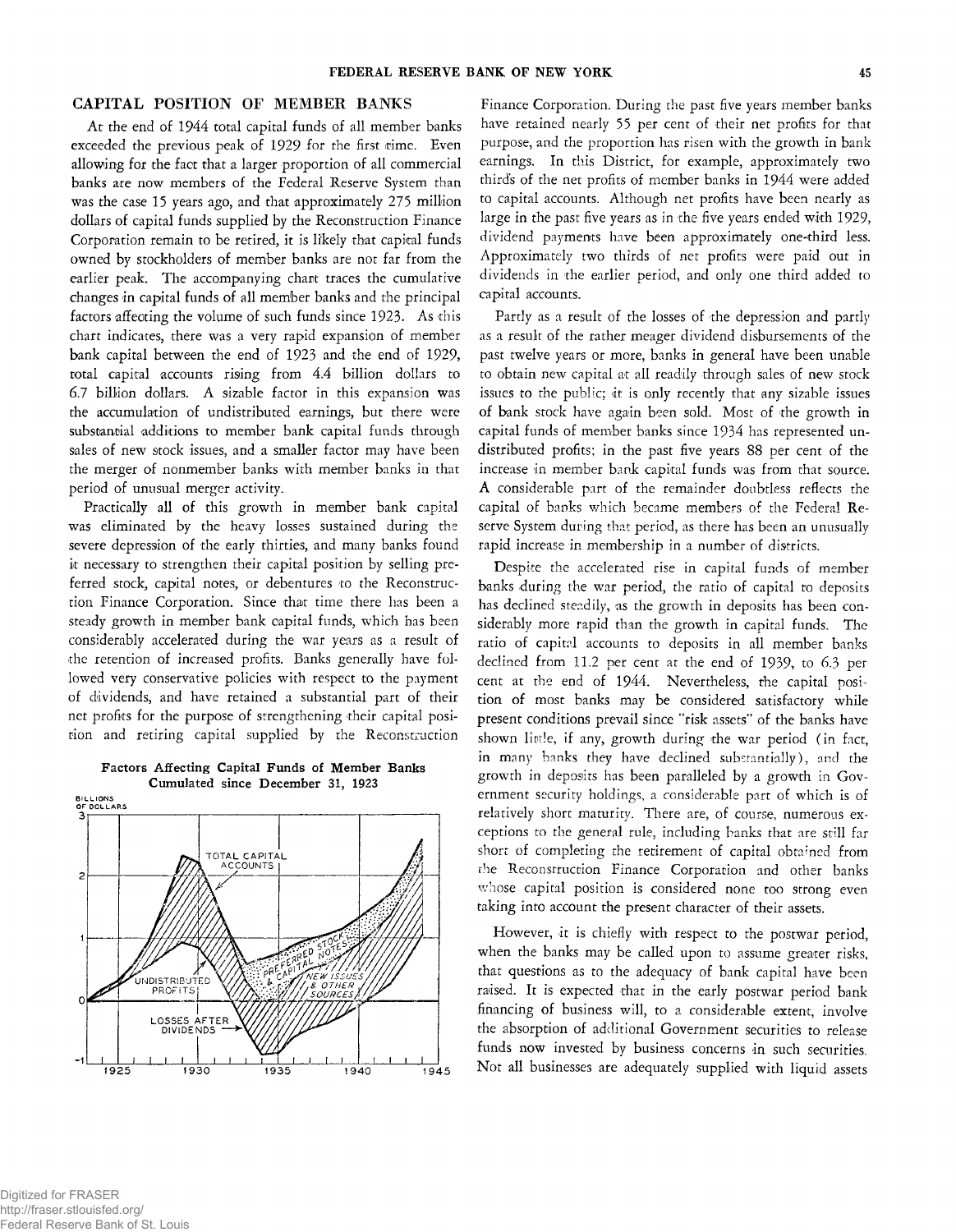## CAPITAL POSITION OF MEMBER BANKS

At the end of 1944 total capital funds of all member banks exceeded the previous peak of 1929 for the first time. Even allowing for the fact that a larger proportion of all commercial banks are now members of the Federal Reserve System than was the case 15 years ago, and that approximately 275 million dollars of capital funds supplied by the Reconstruction Finance Corporation remain to be retired, it is likely that capital funds owned by stockholders of member banks are not far from the earlier peak. The accompanying chart traces the cumulative changes in capital funds of all member banks and the principal factors affecting the volume of such funds since 1923. As this chart indicates, there was a very rapid expansion of member bank capital between the end of 1923 and the end of 1929, total capital accounts rising from 4.4 billion dollars to 6.7 billion dollars. A sizable factor in this expansion was the accumulation of undistributed earnings, but there were substantial additions to member bank capital funds through sales of new stock issues, and a smaller factor may have been the merger of nonmember banks with member banks in that period of unusual merger activity.

Practically all of this growth in member bank capital was eliminated by the heavy losses sustained during the severe depression of the early thirties, and many banks found it necessary to strengthen their capital position by selling preferred stock, capital notes, or debentures to the Reconstruction Finance Corporation. Since that time there has been a steady growth in member bank capital funds, which has been considerably accelerated during the war years as a result of the retention of increased profits. Banks generally have followed very conservative policies with respect to the payment of dividends, and have retained a substantial part of their net profits for the purpose of strengthening their capital position and retiring capital supplied by the Reconstruction Finance Corporation. During the past five years member banks have retained nearly 55 per cent of their net profits for that purpose, and the proportion has risen with the growth in bank earnings. In this District, for example, approximately two thirds of the net profits of member banks in 1944 were added to capital accounts. Although net profits have been nearly as large in the past five years as in the five years ended with 1929, dividend payments have been approximately one-third less. Approximately two thirds of net profits were paid out in dividends in the earlier period, and only one third added to capital accounts.

**Factors Affecting Capital Funds of Member Banks Cumulated since December 31, 1923**

Partly as a result of the losses of the depression and partly as a result of the rather meager dividend disbursements of the past twelve years or more, banks in general have been unable to obtain new capital at all readily through sales of new stock issues to the public; it is only recently that any sizable issues of bank stock have again been sold. Most of the growth in capital funds of member banks since 1934 has represented undistributed profits; in the past five years 88 per cent of the increase in member bank capital funds was from that source. A considerable part of the remainder doubtless reflects the capital of banks which became members of the Federal Reserve System during that period, as there has been an unusually rapid increase in membership in a number of districts.

Despite the accelerated rise in capital funds of member banks during the war period, the ratio of capital to deposits has declined steadily, as the growth in deposits has been considerably more rapid than the growth in capital funds. The ratio of capital accounts to deposits in all member banks declined from 11.2 per cent at the end of 1939, to 6.3 per cent at the end of 1944. Nevertheless, the capital position of most banks may be considered satisfactory while present conditions prevail since "risk assets" of the banks have shown little, if any, growth during the war period (in fact, in many banks they have declined substantially), and the growth in deposits has been paralleled by a growth in Government security holdings, a considerable part of which is of relatively short maturity. There are, of course, numerous exceptions to the general rule, including banks that are still far short of completing the retirement of capital obtained from the Reconstruction Finance Corporation and other banks whose capital position is considered none too strong even taking into account the present character of their assets.

However, it is chiefly with respect to the postwar period, when the banks may be called upon to assume greater risks, that questions as to the adequacy of bank capital have been raised. It is expected that in the early postwar period bank financing of business will, to a considerable extent, involve the absorption of additional Government securities to release funds now invested by business concerns in such securities. Not all businesses are adequately supplied with liquid assets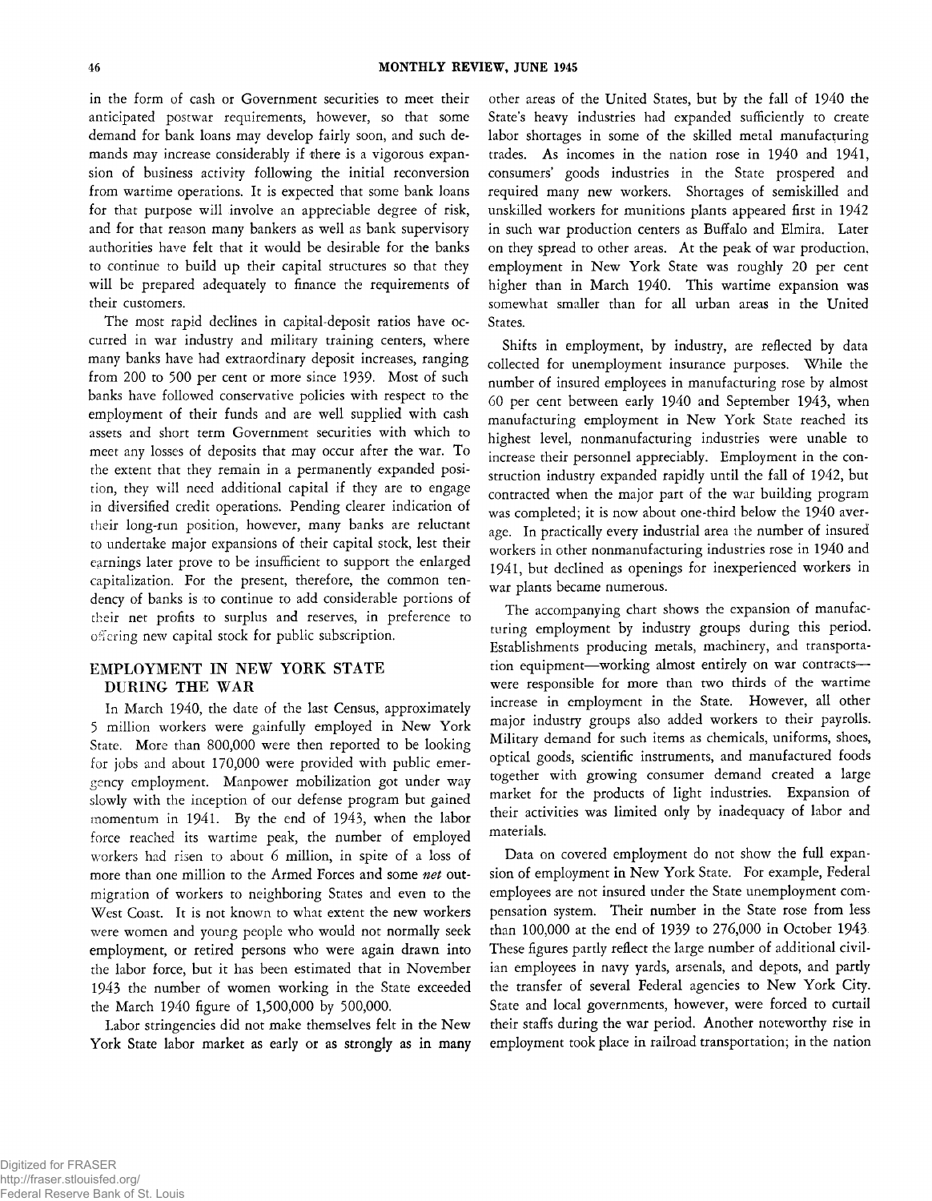in the form of cash or Government securities to meet their anticipated postwar requirements, however, so that some demand for bank loans may develop fairly soon, and such demands may increase considerably if there is a vigorous expansion of business activity following the initial reconversion from wartime operations. It is expected that some bank loans for that purpose will involve an appreciable degree of risk, and for that reason many bankers as well as bank supervisory authorities have felt that it would be desirable for the banks to continue to build up their capital structures so that they will be prepared adequately to finance the requirements of their customers.

The most rapid declines in capital-deposit ratios have occurred in war industry and military training centers, where many banks have had extraordinary deposit increases, ranging from 200 to 500 per cent or more since 1939. Most of such banks have followed conservative policies with respect to the employment of their funds and are well supplied with cash assets and short term Government securities with which to meet any losses of deposits that may occur after the war. To the extent that they remain in a permanently expanded position, they will need additional capital if they are to engage in diversified credit operations. Pending clearer indication of their long-run position, however, many banks are reluctant to undertake major expansions of their capital stock, lest their earnings later prove to be insufficient to support the enlarged capitalization. For the present, therefore, the common tendency of banks is to continue to add considerable portions of their net profits to surplus and reserves, in preference to offering new capital stock for public subscription.

## EMPLOYMENT IN NEW YORK STATE DURING THE WAR

In March 1940, the date of the last Census, approximately 5 million workers were gainfully employed in New York State. More than 800,000 were then reported to be looking for jobs and about 170,000 were provided with public emergency employment. Manpower mobilization got under way slowly with the inception of our defense program but gained momentum in 1941. By the end of 1943, when the labor force reached its wartime peak, the number of employed workers had risen to about 6 million, in spite of a loss of more than one million to the Armed Forces and some *net* outmigration of workers to neighboring States and even to the West Coast. It is not known to what extent the new workers were women and young people who would not normally seek employment, or retired persons who were again drawn into the labor force, but it has been estimated that in November 1943 the number of women working in the State exceeded the March 1940 figure of 1,500,000 by 500,000.

Labor stringencies did not make themselves felt in the New York State labor market as early or as strongly as in many other areas of the United States, but by the fall of 1940 the State's heavy industries had expanded sufficiently to create labor shortages in some of the skilled metal manufacturing trades. As incomes in the nation rose in 1940 and 1941, consumers' goods industries in the State prospered and required many new workers. Shortages of semiskilled and unskilled workers for munitions plants appeared first in 1942 in such war production centers as Buffalo and Elmira. Later on they spread to other areas. At the peak of war production, employment in New York State was roughly 20 per cent higher than in March 1940. This wartime expansion was somewhat smaller than for all urban areas in the United States.

Shifts in employment, by industry, are reflected by data collected for unemployment insurance purposes. While the number of insured employees in manufacturing rose by almost 60 per cent between early 1940 and September 1943, when manufacturing employment in New York State reached its highest level, nonmanufacturing industries were unable to increase their personnel appreciably. Employment in the construction industry expanded rapidly until the fall of 1942, but contracted when the major part of the war building program was completed; it is now about one-third below the 1940 average. In practically every industrial area the number of insured workers in other nonmanufacturing industries rose in 1940 and 1941, but declined as openings for inexperienced workers in war plants became numerous.

The accompanying chart shows the expansion of manufacturing employment by industry groups during this period. Establishments producing metals, machinery, and transportation equipment—working almost entirely on war contracts—were responsible for more than two thirds of the wartime increase in employment in the State. However, all other major industry groups also added workers to their payrolls. Military demand for such items as chemicals, uniforms, shoes, optical goods, scientific instruments, and manufactured foods together with growing consumer demand created a large market for the products of light industries. Expansion of their activities was limited only by inadequacy of labor and materials.

Data on covered employment do not show the full expansion of employment in New York State. For example, Federal employees are not insured under the State unemployment compensation system. Their number in the State rose from less than 100,000 at the end of 1939 to 276,000 in October 1943. These figures partly reflect the large number of additional civilian employees in navy yards, arsenals, and depots, and partly the transfer of several Federal agencies to New York City. State and local governments, however, were forced to curtail their staffs during the war period. Another noteworthy rise in employment took place in railroad transportation; in the nation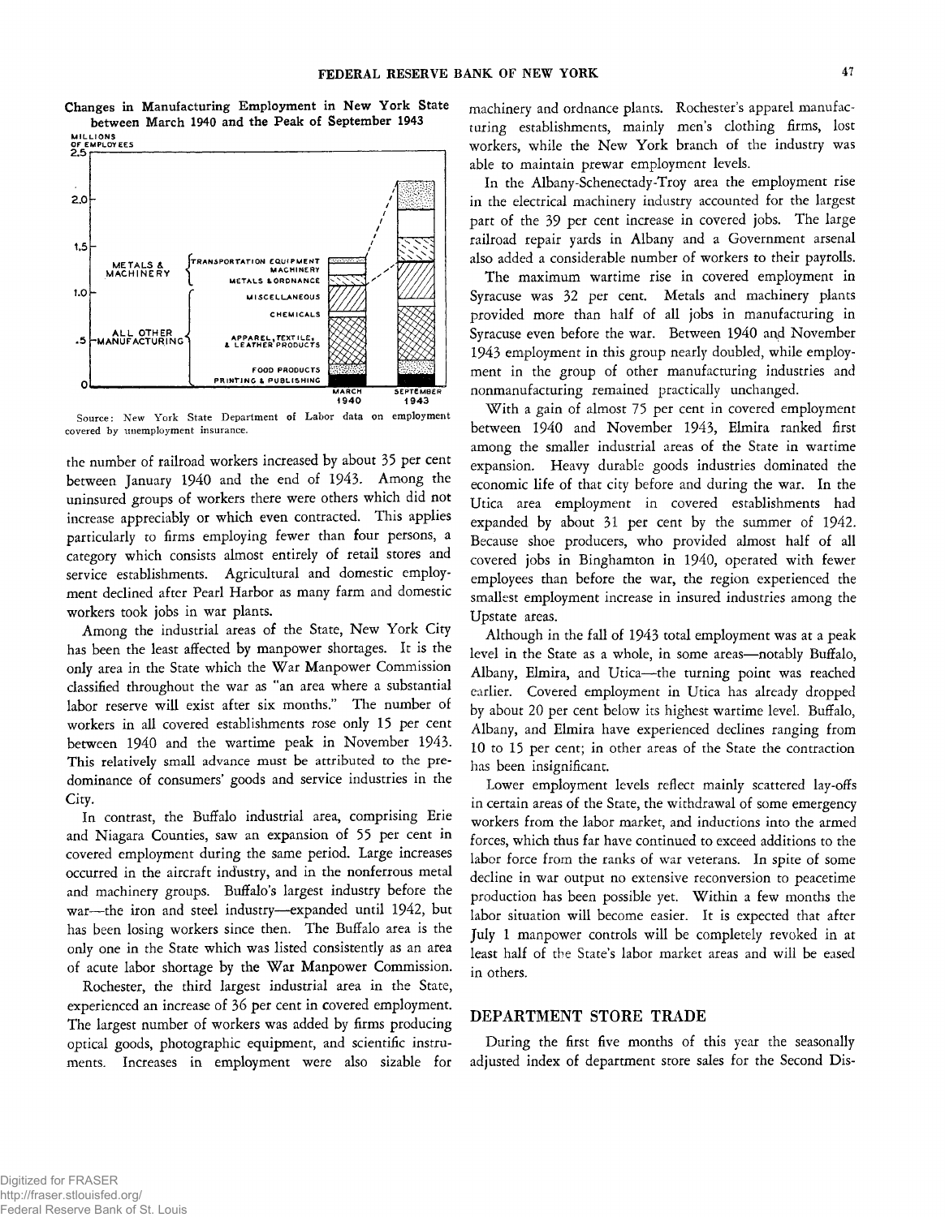**Changes in Manufacturing Employment in New York State between March 1940 and the Peak of September 1943**

Source: New York State Department of Labor data on employment covered by unemployment insurance.

the number of railroad workers increased by about 35 per cent between January 1940 and the end of 1943. Among the uninsured groups of workers there were others which did not increase appreciably or which even contracted. This applies particularly to firms employing fewer than four persons, a category which consists almost entirely of retail stores and service establishments. Agricultural and domestic employment declined after Pearl Harbor as many farm and domestic workers took jobs in war plants.

Among the industrial areas of the State, New York City has been the least affected by manpower shortages. It is the only area in the State which the War Manpower Commission classified throughout the war as "an area where a substantial labor reserve will exist after six months." The number of workers in all covered establishments rose only 15 per cent between 1940 and the wartime peak in November 1943. This relatively small advance must be attributed to the predominance of consumers' goods and service industries in the City.

In contrast, the Buffalo industrial area, comprising Erie and Niagara Counties, saw an expansion of 55 per cent in covered employment during the same period. Large increases occurred in the aircraft industry, and in the nonferrous metal and machinery groups. Buffalo's largest industry before the war—the iron and steel industry—expanded until 1942, but has been losing workers since then. The Buffalo area is the only one in the State which was listed consistently as an area of acute labor shortage by the War Manpower Commission.

Rochester, the third largest industrial area in the State, experienced an increase of 36 per cent in covered employment. The largest number of workers was added by firms producing optical goods, photographic equipment, and scientific instruments. Increases in employment were also sizable for machinery and ordnance plants. Rochester's apparel manufacturing establishments, mainly men's clothing firms, lost workers, while the New York branch of the industry was able to maintain prewar employment levels.

In the Albany-Schenectady-Troy area the employment rise in the electrical machinery industry accounted for the largest part of the 39 per cent increase in covered jobs. The large railroad repair yards in Albany and a Government arsenal also added a considerable number of workers to their payrolls.

The maximum wartime rise in covered employment in Syracuse was 32 per cent. Metals and machinery plants provided more than half of all jobs in manufacturing in Syracuse even before the war. Between 1940 and November 1943 employment in this group nearly doubled, while employment in the group of other manufacturing industries and nonmanufacturing remained practically unchanged.

With a gain of almost 75 per cent in covered employment between 1940 and November 1943, Elmira ranked first among the smaller industrial areas of the State in wartime expansion. Heavy durable goods industries dominated the economic life of that city before and during the war. In the Utica area employment in covered establishments had expanded by about 31 per cent by the summer of 1942. Because shoe producers, who provided almost half of all covered jobs in Binghamton in 1940, operated with fewer employees than before the war, the region experienced the smallest employment increase in insured industries among the Upstate areas.

Although in the fall of 1943 total employment was at a peak level in the State as a whole, in some areas—notably Buffalo, Albany, Elmira, and Utica—the turning point was reached earlier. Covered employment in Utica has already dropped by about 20 per cent below its highest wartime level. Buffalo, Albany, and Elmira have experienced declines ranging from 10 to 15 per cent; in other areas of the State the contraction has been insignificant.

Lower employment levels reflect mainly scattered lay-offs in certain areas of the State, the withdrawal of some emergency workers from the labor market, and inductions into the armed forces, which thus far have continued to exceed additions to the labor force from the ranks of war veterans. In spite of some decline in war output no extensive reconversion to peacetime production has been possible yet. Within a few months the labor situation will become easier. It is expected that after July 1 manpower controls will be completely revoked in at least half of the State's labor market areas and will be eased in others.

## DEPARTMENT STORE TRADE

During the first five months of this year the seasonally adjusted index of department store sales for the Second Dis-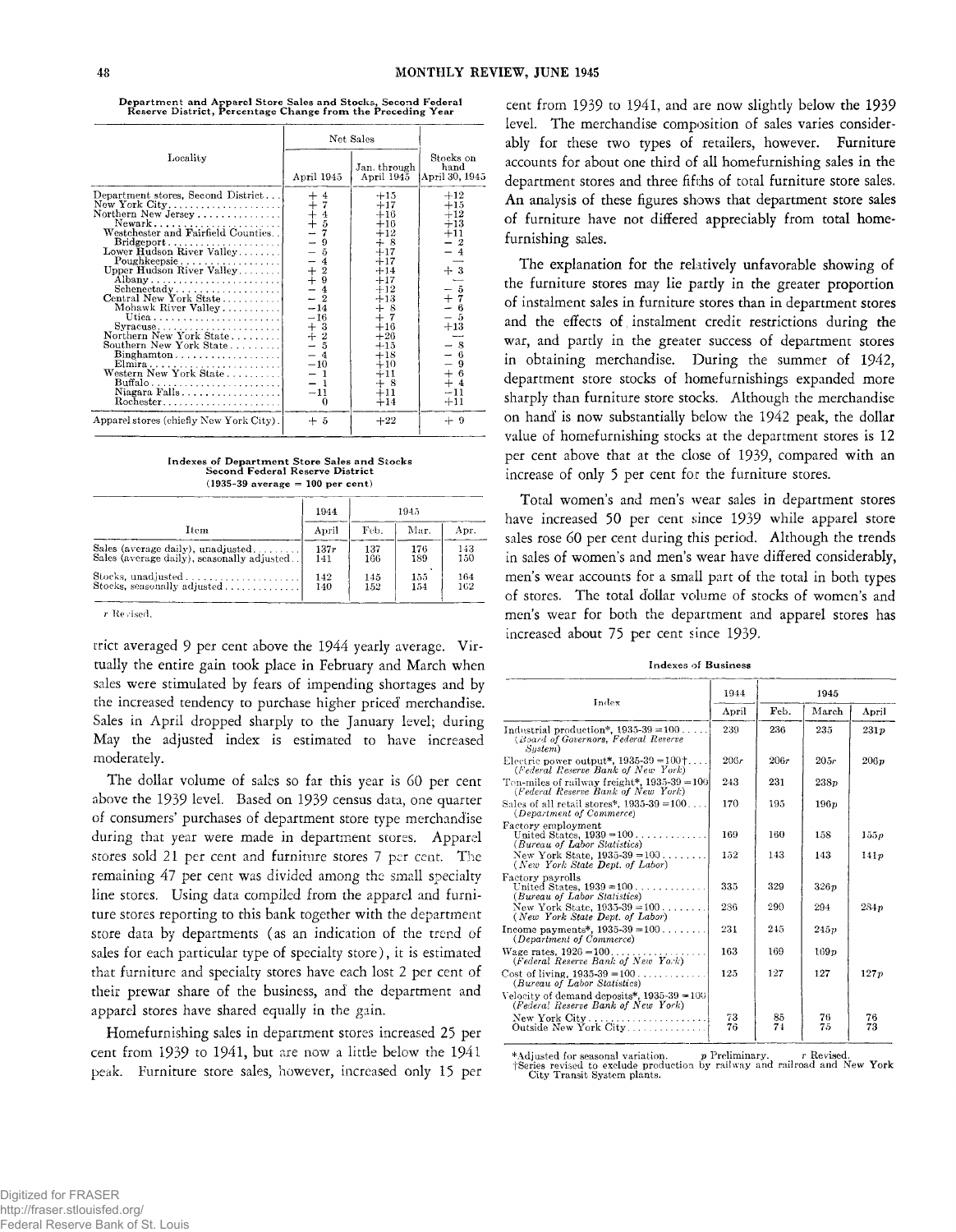**Department and Apparel Store Sales and Stocks, Second Federal Reserve District, Percentage Change from the Preceding Year**

| Locality | Net Sales | | Stocks on hand April 30, 1945 |
|---|---|---|---|
| | April 1945 | Jan. through April 1945 | |
| Department stores, Second District | + 4 | +15 | +12 |
| New York City | + 7 | +17 | +15 |
| Northern New Jersey | + 4 | +16 | +12 |
| Newark | + 5 | +16 | +13 |
| Westchester and Fairfield Counties | − 7 | +12 | +11 |
| Bridgeport | − 9 | + 8 | − 2 |
| Lower Hudson River Valley | − 5 | +17 | − 4 |
| Poughkeepsie | − 4 | +17 | — |
| Upper Hudson River Valley | + 2 | +14 | + 3 |
| Albany | + 9 | +17 | — |
| Schenectady | − 4 | +12 | − 5 |
| Central New York State | − 2 | +13 | + 7 |
| Mohawk River Valley | −14 | + 8 | − 6 |
| Utica | −16 | + 7 | − 5 |
| Syracuse | + 3 | +16 | +13 |
| Northern New York State | + 2 | +26 | — |
| Southern New York State | − 5 | +15 | − 8 |
| Binghamton | − 4 | +18 | − 6 |
| Elmira | −10 | +10 | − 9 |
| Western New York State | − 1 | +11 | + 6 |
| Buffalo | − 1 | + 8 | + 4 |
| Niagara Falls | −11 | +11 | −11 |
| Rochester | 0 | +14 | +11 |
| Apparel stores (chiefly New York City) | + 5 | +22 | + 9 |

**Indexes of Department Store Sales and Stocks Second Federal Reserve District (1935-39 average = 100 per cent)**

| Item | 1944 | 1945 | | |
|---|---|---|---|---|
| | April | Feb. | Mar. | Apr. |
| Sales (average daily), unadjusted | 137r | 137 | 176 | 143 |
| Sales (average daily), seasonally adjusted | 141 | 166 | 189 | 150 |
| Stocks, unadjusted | 142 | 145 | 155 | 164 |
| Stocks, seasonally adjusted | 140 | 152 | 154 | 162 |

r Revised.

trict averaged 9 per cent above the 1944 yearly average. Virtually the entire gain took place in February and March when sales were stimulated by fears of impending shortages and by the increased tendency to purchase higher priced merchandise. Sales in April dropped sharply to the January level; during May the adjusted index is estimated to have increased moderately.

The dollar volume of sales so far this year is 60 per cent above the 1939 level. Based on 1939 census data, one quarter of consumers' purchases of department store type merchandise during that year were made in department stores. Apparel stores sold 21 per cent and furniture stores 7 per cent. The remaining 47 per cent was divided among the small specialty line stores. Using data compiled from the apparel and furniture stores reporting to this bank together with the department store data by departments (as an indication of the trend of sales for each particular type of specialty store), it is estimated that furniture and specialty stores have each lost 2 per cent of their prewar share of the business, and the department and apparel stores have shared equally in the gain.

Homefurnishing sales in department stores increased 25 per cent from 1939 to 1941, but are now a little below the 1941 peak. Furniture store sales, however, increased only 15 per cent from 1939 to 1941, and are now slightly below the 1939 level. The merchandise composition of sales varies considerably for these two types of retailers, however. Furniture accounts for about one third of all homefurnishing sales in the department stores and three fifths of total furniture store sales. An analysis of these figures shows that department store sales of furniture have not differed appreciably from total homefurnishing sales.

The explanation for the relatively unfavorable showing of the furniture stores may lie partly in the greater proportion of instalment sales in furniture stores than in department stores and the effects of instalment credit restrictions during the war, and partly in the greater success of department stores in obtaining merchandise. During the summer of 1942, department store stocks of homefurnishings expanded more sharply than furniture store stocks. Although the merchandise on hand is now substantially below the 1942 peak, the dollar value of homefurnishing stocks at the department stores is 12 per cent above that at the close of 1939, compared with an increase of only 5 per cent for the furniture stores.

Total women's and men's wear sales in department stores have increased 50 per cent since 1939 while apparel store sales rose 60 per cent during this period. Although the trends in sales of women's and men's wear have differed considerably, men's wear accounts for a small part of the total in both types of stores. The total dollar volume of stocks of women's and men's wear for both the department and apparel stores has increased about 75 per cent since 1939.

**Indexes of Business**

| Index | 1944 | 1945 | | |
|---|---|---|---|---|
| | April | Feb. | March | April |
| Industrial production*, 1935-39 = 100 (*Board of Governors, Federal Reserve System*) | 230 | 236 | 235 | 231p |
| Electric power output*, 1935-39 = 100† (*Federal Reserve Bank of New York*) | 206r | 206r | 205r | 206p |
| Ton-miles of railway freight*, 1935-39 = 100 (*Federal Reserve Bank of New York*) | 243 | 231 | 238p | |
| Sales of all retail stores*, 1935-39 = 100 (*Department of Commerce*) | 170 | 195 | 196p | |
| Factory employment | | | | |
| United States, 1939 = 100 (*Bureau of Labor Statistics*) | 169 | 160 | 158 | 155p |
| New York State, 1935-39 = 100 (*New York State Dept. of Labor*) | 152 | 143 | 143 | 141p |
| Factory payrolls | | | | |
| United States, 1939 = 100 (*Bureau of Labor Statistics*) | 335 | 329 | 326p | |
| New York State, 1935-39 = 100 (*New York State Dept. of Labor*) | 286 | 290 | 294 | 284p |
| Income payments*, 1935-39 = 100 (*Department of Commerce*) | 231 | 245 | 245p | |
| Wage rates, 1926 = 100 (*Federal Reserve Bank of New York*) | 163 | 169 | 169p | |
| Cost of living, 1935-39 = 100 (*Bureau of Labor Statistics*) | 125 | 127 | 127 | 127p |
| Velocity of demand deposits*, 1935-39 = 100 (*Federal Reserve Bank of New York*) | | | | |
| New York City | 73 | 85 | 76 | 76 |
| Outside New York City | 76 | 74 | 75 | 73 |

*Adjusted for seasonal variation. p Preliminary. r Revised.
†Series revised to exclude production by railway and railroad and New York City Transit System plants.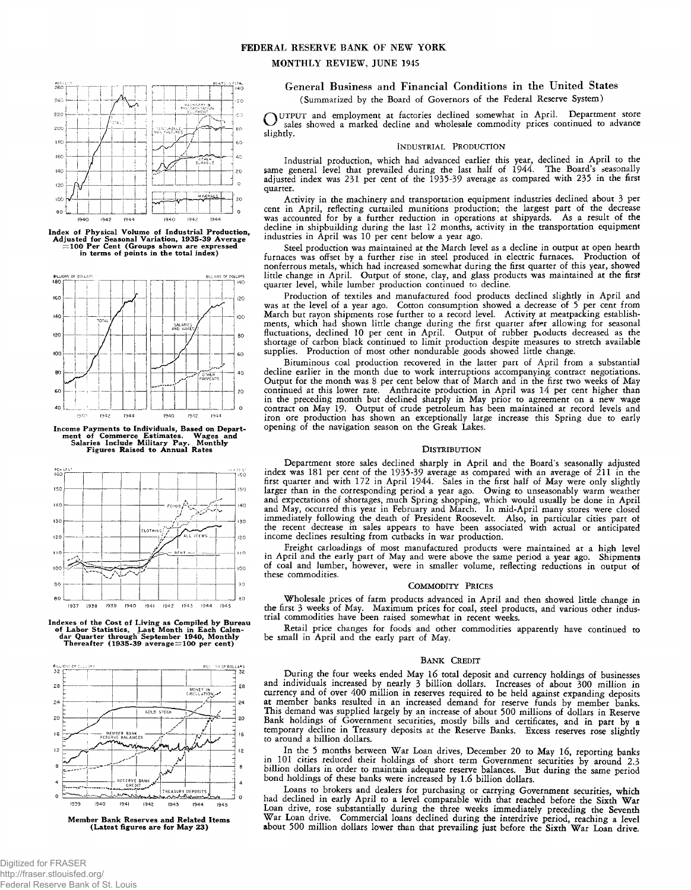FEDERAL RESERVE BANK OF NEW YORK

MONTHLY REVIEW, JUNE 1945

PER CENT 260 240 220 200 180 160 140 120 100 80

TOTAL

1940 1942 1944

POINTS IN TOTAL 140 120 100 80 60 40 20 0

MACHINERY & TRANSPORTATION EQUIPMENT

DURABLE MANUFACTURES

OTHER DURABLE

MINERALS

1940 1942 1944

**Index of Physical Volume of Industrial Production, Adjusted for Seasonal Variation, 1935-39 Average =100 Per Cent (Groups shown are expressed in terms of points in the total index)**

BILLIONS OF DOLLARS 180 160 140 120 100 80 60 40

TOTAL

1940 1942 1944

BILLIONS OF DOLLARS 140 120 100 80 60 40 20 0

SALARIES AND WAGES

OTHER PAYMENTS

1940 1942 1944

**Income Payments to Individuals, Based on Department of Commerce Estimates. Wages and Salaries Include Military Pay. Monthly Figures Raised to Annual Rates**

PER CENT 160 150 140 130 120 110 100 90 80

FOODS

CLOTHING

ALL ITEMS

RENT

1937 1938 1939 1940 1941 1942 1943 1944 1945

PER CENT 160 150 140 130 120 110 100 90 80

**Indexes of the Cost of Living as Compiled by Bureau of Labor Statistics. Last Month in Each Calendar Quarter through September 1940, Monthly Thereafter (1935-39 average=100 per cent)**

BILLIONS OF DOLLARS 32 28 24 20 16 12 8 4 0

MONEY IN CIRCULATION

GOLD STOCK

MEMBER BANK RESERVE BALANCES

RESERVE BANK CREDIT

TREASURY DEPOSITS

1939 1940 1941 1942 1943 1944 1945

BILLIONS OF DOLLARS 32 28 24 20 16 12 8 4 0

**Member Bank Reserves and Related Items (Latest figures are for May 23)**

## General Business and Financial Conditions in the United States

(Summarized by the Board of Governors of the Federal Reserve System)

Output and employment at factories declined somewhat in April. Department store sales showed a marked decline and wholesale commodity prices continued to advance slightly.

### Industrial Production

Industrial production, which had advanced earlier this year, declined in April to the same general level that prevailed during the last half of 1944. The Board's seasonally adjusted index was 231 per cent of the 1935-39 average as compared with 235 in the first quarter.

Activity in the machinery and transportation equipment industries declined about 3 per cent in April, reflecting curtailed munitions production; the largest part of the decrease was accounted for by a further reduction in operations at shipyards. As a result of the decline in shipbuilding during the last 12 months, activity in the transportation equipment industries in April was 10 per cent below a year ago.

Steel production was maintained at the March level as a decline in output at open hearth furnaces was offset by a further rise in steel produced in electric furnaces. Production of nonferrous metals, which had increased somewhat during the first quarter of this year, showed little change in April. Output of stone, clay, and glass products was maintained at the first quarter level, while lumber production continued to decline.

Production of textiles and manufactured food products declined slightly in April and was at the level of a year ago. Cotton consumption showed a decrease of 5 per cent from March but rayon shipments rose further to a record level. Activity at meatpacking establishments, which had shown little change during the first quarter after allowing for seasonal fluctuations, declined 10 per cent in April. Output of rubber products decreased as the shortage of carbon black continued to limit production despite measures to stretch available supplies. Production of most other nondurable goods showed little change.

Bituminous coal production recovered in the latter part of April from a substantial decline earlier in the month due to work interruptions accompanying contract negotiations. Output for the month was 8 per cent below that of March and in the first two weeks of May continued at this lower rate. Anthracite production in April was 14 per cent higher than in the preceding month but declined sharply in May prior to agreement on a new wage contract on May 19. Output of crude petroleum has been maintained at record levels and iron ore production has shown an exceptionally large increase this Spring due to early opening of the navigation season on the Greak Lakes.

### Distribution

Department store sales declined sharply in April and the Board's seasonally adjusted index was 181 per cent of the 1935-39 average as compared with an average of 211 in the first quarter and with 172 in April 1944. Sales in the first half of May were only slightly larger than in the corresponding period a year ago. Owing to unseasonably warm weather and expectations of shortages, much Spring shopping, which would usually be done in April and May, occurred this year in February and March. In mid-April many stores were closed immediately following the death of President Roosevelt. Also, in particular cities part of the recent decrease in sales appears to have been associated with actual or anticipated income declines resulting from cutbacks in war production.

Freight carloadings of most manufactured products were maintained at a high level in April and the early part of May and were above the same period a year ago. Shipments of coal and lumber, however, were in smaller volume, reflecting reductions in output of these commodities.

### Commodity Prices

Wholesale prices of farm products advanced in April and then showed little change in the first 3 weeks of May. Maximum prices for coal, steel products, and various other industrial commodities have been raised somewhat in recent weeks.

Retail price changes for foods and other commodities apparently have continued to be small in April and the early part of May.

### Bank Credit

During the four weeks ended May 16 total deposit and currency holdings of businesses and individuals increased by nearly 3 billion dollars. Increases of about 300 million in currency and of over 400 million in reserves required to be held against expanding deposits at member banks resulted in an increased demand for reserve funds by member banks. This demand was supplied largely by an increase of about 500 millions of dollars in Reserve Bank holdings of Government securities, mostly bills and certificates, and in part by a temporary decline in Treasury deposits at the Reserve Banks. Excess reserves rose slightly to around a billion dollars.

In the 5 months between War Loan drives, December 20 to May 16, reporting banks in 101 cities reduced their holdings of short term Government securities by around 2.3 billion dollars in order to maintain adequate reserve balances. But during the same period bond holdings of these banks were increased by 1.6 billion dollars.

Loans to brokers and dealers for purchasing or carrying Government securities, which had declined in early April to a level comparable with that reached before the Sixth War Loan drive, rose substantially during the three weeks immediately preceding the Seventh War Loan drive. Commercial loans declined during the interdrive period, reaching a level about 500 million dollars lower than that prevailing just before the Sixth War Loan drive.